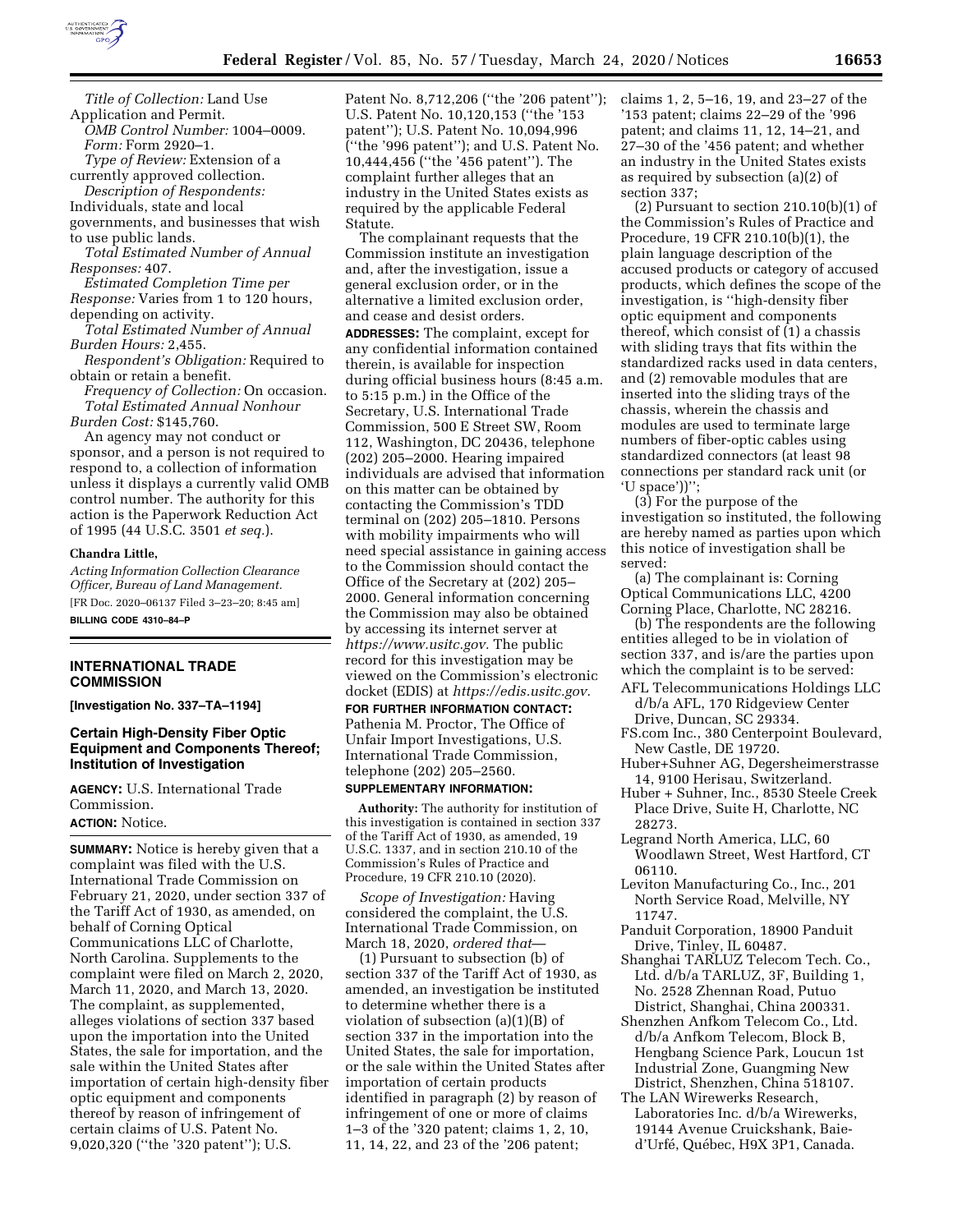*Title of Collection:* Land Use Application and Permit.

*OMB Control Number:* 1004–0009.

*Form:* Form 2920–1.

*Type of Review:* Extension of a currently approved collection.

*Description of Respondents:* Individuals, state and local governments, and businesses that wish to use public lands.

*Total Estimated Number of Annual Responses:* 407.

*Estimated Completion Time per Response:* Varies from 1 to 120 hours, depending on activity.

*Total Estimated Number of Annual Burden Hours:* 2,455.

*Respondent's Obligation:* Required to obtain or retain a benefit.

*Frequency of Collection:* On occasion.

*Total Estimated Annual Nonhour Burden Cost:* $145,760.

An agency may not conduct or sponsor, and a person is not required to respond to, a collection of information unless it displays a currently valid OMB control number. The authority for this action is the Paperwork Reduction Act of 1995 (44 U.S.C. 3501 *et seq.*).

**Chandra Little,**

*Acting Information Collection Clearance Officer, Bureau of Land Management.*

[FR Doc. 2020–06137 Filed 3–23–20; 8:45 am]

**BILLING CODE 4310–84–P**

## INTERNATIONAL TRADE COMMISSION

**[Investigation No. 337–TA–1194]**

### Certain High-Density Fiber Optic Equipment and Components Thereof; Institution of Investigation

**AGENCY:** U.S. International Trade Commission.

**ACTION:** Notice.

**SUMMARY:** Notice is hereby given that a complaint was filed with the U.S. International Trade Commission on February 21, 2020, under section 337 of the Tariff Act of 1930, as amended, on behalf of Corning Optical Communications LLC of Charlotte, North Carolina. Supplements to the complaint were filed on March 2, 2020, March 11, 2020, and March 13, 2020. The complaint, as supplemented, alleges violations of section 337 based upon the importation into the United States, the sale for importation, and the sale within the United States after importation of certain high-density fiber optic equipment and components thereof by reason of infringement of certain claims of U.S. Patent No. 9,020,320 (''the '320 patent''); U.S. Patent No. 8,712,206 (''the '206 patent''); U.S. Patent No. 10,120,153 (''the '153 patent''); U.S. Patent No. 10,094,996 (''the '996 patent''); and U.S. Patent No. 10,444,456 (''the '456 patent''). The complaint further alleges that an industry in the United States exists as required by the applicable Federal Statute.

The complainant requests that the Commission institute an investigation and, after the investigation, issue a general exclusion order, or in the alternative a limited exclusion order, and cease and desist orders.

**ADDRESSES:** The complaint, except for any confidential information contained therein, is available for inspection during official business hours (8:45 a.m. to 5:15 p.m.) in the Office of the Secretary, U.S. International Trade Commission, 500 E Street SW, Room 112, Washington, DC 20436, telephone (202) 205–2000. Hearing impaired individuals are advised that information on this matter can be obtained by contacting the Commission's TDD terminal on (202) 205–1810. Persons with mobility impairments who will need special assistance in gaining access to the Commission should contact the Office of the Secretary at (202) 205–2000. General information concerning the Commission may also be obtained by accessing its internet server at *https://www.usitc.gov.* The public record for this investigation may be viewed on the Commission's electronic docket (EDIS) at *https://edis.usitc.gov.*

**FOR FURTHER INFORMATION CONTACT:** Pathenia M. Proctor, The Office of Unfair Import Investigations, U.S. International Trade Commission, telephone (202) 205–2560.

**SUPPLEMENTARY INFORMATION:**

**Authority:** The authority for institution of this investigation is contained in section 337 of the Tariff Act of 1930, as amended, 19 U.S.C. 1337, and in section 210.10 of the Commission's Rules of Practice and Procedure, 19 CFR 210.10 (2020).

*Scope of Investigation:* Having considered the complaint, the U.S. International Trade Commission, on March 18, 2020, *ordered that*—

(1) Pursuant to subsection (b) of section 337 of the Tariff Act of 1930, as amended, an investigation be instituted to determine whether there is a violation of subsection (a)(1)(B) of section 337 in the importation into the United States, the sale for importation, or the sale within the United States after importation of certain products identified in paragraph (2) by reason of infringement of one or more of claims 1–3 of the '320 patent; claims 1, 2, 10, 11, 14, 22, and 23 of the '206 patent; claims 1, 2, 5–16, 19, and 23–27 of the '153 patent; claims 22–29 of the '996 patent; and claims 11, 12, 14–21, and 27–30 of the '456 patent; and whether an industry in the United States exists as required by subsection (a)(2) of section 337;

(2) Pursuant to section 210.10(b)(1) of the Commission's Rules of Practice and Procedure, 19 CFR 210.10(b)(1), the plain language description of the accused products or category of accused products, which defines the scope of the investigation, is ''high-density fiber optic equipment and components thereof, which consist of (1) a chassis with sliding trays that fits within the standardized racks used in data centers, and (2) removable modules that are inserted into the sliding trays of the chassis, wherein the chassis and modules are used to terminate large numbers of fiber-optic cables using standardized connectors (at least 98 connections per standard rack unit (or 'U space'))'';

(3) For the purpose of the investigation so instituted, the following are hereby named as parties upon which this notice of investigation shall be served:

(a) The complainant is: Corning Optical Communications LLC, 4200 Corning Place, Charlotte, NC 28216.

(b) The respondents are the following entities alleged to be in violation of section 337, and is/are the parties upon which the complaint is to be served:

AFL Telecommunications Holdings LLC d/b/a AFL, 170 Ridgeview Center Drive, Duncan, SC 29334.

FS.com Inc., 380 Centerpoint Boulevard, New Castle, DE 19720.

Huber+Suhner AG, Degersheimerstrasse 14, 9100 Herisau, Switzerland.

Huber + Suhner, Inc., 8530 Steele Creek Place Drive, Suite H, Charlotte, NC 28273.

Legrand North America, LLC, 60 Woodlawn Street, West Hartford, CT 06110.

Leviton Manufacturing Co., Inc., 201 North Service Road, Melville, NY 11747.

Panduit Corporation, 18900 Panduit Drive, Tinley, IL 60487.

Shanghai TARLUZ Telecom Tech. Co., Ltd. d/b/a TARLUZ, 3F, Building 1, No. 2528 Zhennan Road, Putuo District, Shanghai, China 200331.

Shenzhen Anfkom Telecom Co., Ltd. d/b/a Anfkom Telecom, Block B, Hengbang Science Park, Loucun 1st Industrial Zone, Guangming New District, Shenzhen, China 518107.

The LAN Wirewerks Research, Laboratories Inc. d/b/a Wirewerks, 19144 Avenue Cruickshank, Baie-d'Urfé, Québec, H9X 3P1, Canada.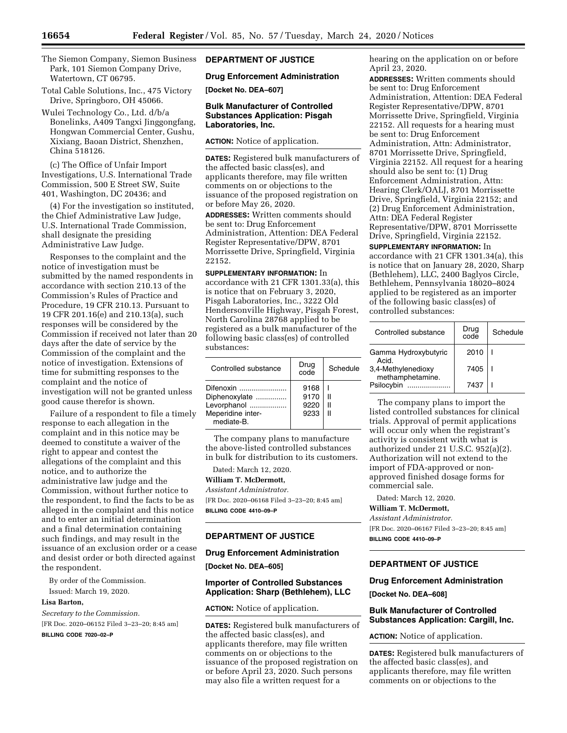The Siemon Company, Siemon Business Park, 101 Siemon Company Drive, Watertown, CT 06795.

Total Cable Solutions, Inc., 475 Victory Drive, Springboro, OH 45066.

Wulei Technology Co., Ltd. d/b/a Bonelinks, A409 Tangxi Jinggongfang, Hongwan Commercial Center, Gushu, Xixiang, Baoan District, Shenzhen, China 518126.

(c) The Office of Unfair Import Investigations, U.S. International Trade Commission, 500 E Street SW, Suite 401, Washington, DC 20436; and

(4) For the investigation so instituted, the Chief Administrative Law Judge, U.S. International Trade Commission, shall designate the presiding Administrative Law Judge.

Responses to the complaint and the notice of investigation must be submitted by the named respondents in accordance with section 210.13 of the Commission's Rules of Practice and Procedure, 19 CFR 210.13. Pursuant to 19 CFR 201.16(e) and 210.13(a), such responses will be considered by the Commission if received not later than 20 days after the date of service by the Commission of the complaint and the notice of investigation. Extensions of time for submitting responses to the complaint and the notice of investigation will not be granted unless good cause therefor is shown.

Failure of a respondent to file a timely response to each allegation in the complaint and in this notice may be deemed to constitute a waiver of the right to appear and contest the allegations of the complaint and this notice, and to authorize the administrative law judge and the Commission, without further notice to the respondent, to find the facts to be as alleged in the complaint and this notice and to enter an initial determination and a final determination containing such findings, and may result in the issuance of an exclusion order or a cease and desist order or both directed against the respondent.

By order of the Commission.

Issued: March 19, 2020.

**Lisa Barton,**

*Secretary to the Commission.*

[FR Doc. 2020–06152 Filed 3–23–20; 8:45 am]

**BILLING CODE 7020–02–P**

## DEPARTMENT OF JUSTICE

### Drug Enforcement Administration

**[Docket No. DEA–607]**

### Bulk Manufacturer of Controlled Substances Application: Pisgah Laboratories, Inc.

**ACTION:** Notice of application.

**DATES:** Registered bulk manufacturers of the affected basic class(es), and applicants therefore, may file written comments on or objections to the issuance of the proposed registration on or before May 26, 2020.

**ADDRESSES:** Written comments should be sent to: Drug Enforcement Administration, Attention: DEA Federal Register Representative/DPW, 8701 Morrissette Drive, Springfield, Virginia 22152.

**SUPPLEMENTARY INFORMATION:** In accordance with 21 CFR 1301.33(a), this is notice that on February 3, 2020, Pisgah Laboratories, Inc., 3222 Old Hendersonville Highway, Pisgah Forest, North Carolina 28768 applied to be registered as a bulk manufacturer of the following basic class(es) of controlled substances:

| Controlled substance | Drug code | Schedule |
|---|---|---|
| Difenoxin | 9168 | I |
| Diphenoxylate | 9170 | II |
| Levorphanol | 9220 | II |
| Meperidine intermediate-B. | 9233 | II |

The company plans to manufacture the above-listed controlled substances in bulk for distribution to its customers.

Dated: March 12, 2020.

**William T. McDermott,**

*Assistant Administrator.*

[FR Doc. 2020–06168 Filed 3–23–20; 8:45 am]

**BILLING CODE 4410–09–P**

## DEPARTMENT OF JUSTICE

### Drug Enforcement Administration

**[Docket No. DEA–605]**

### Importer of Controlled Substances Application: Sharp (Bethlehem), LLC

**ACTION:** Notice of application.

**DATES:** Registered bulk manufacturers of the affected basic class(es), and applicants therefore, may file written comments on or objections to the issuance of the proposed registration on or before April 23, 2020. Such persons may also file a written request for a hearing on the application on or before April 23, 2020.

**ADDRESSES:** Written comments should be sent to: Drug Enforcement Administration, Attention: DEA Federal Register Representative/DPW, 8701 Morrissette Drive, Springfield, Virginia 22152. All requests for a hearing must be sent to: Drug Enforcement Administration, Attn: Administrator, 8701 Morrissette Drive, Springfield, Virginia 22152. All request for a hearing should also be sent to: (1) Drug Enforcement Administration, Attn: Hearing Clerk/OALJ, 8701 Morrissette Drive, Springfield, Virginia 22152; and (2) Drug Enforcement Administration, Attn: DEA Federal Register Representative/DPW, 8701 Morrissette Drive, Springfield, Virginia 22152.

**SUPPLEMENTARY INFORMATION:** In accordance with 21 CFR 1301.34(a), this is notice that on January 28, 2020, Sharp (Bethlehem), LLC, 2400 Baglyos Circle, Bethlehem, Pennsylvania 18020–8024 applied to be registered as an importer of the following basic class(es) of controlled substances:

| Controlled substance | Drug code | Schedule |
|---|---|---|
| Gamma Hydroxybutyric Acid. | 2010 | I |
| 3,4-Methylenedioxy methamphetamine. | 7405 | I |
| Psilocybin | 7437 | I |

The company plans to import the listed controlled substances for clinical trials. Approval of permit applications will occur only when the registrant's activity is consistent with what is authorized under 21 U.S.C. 952(a)(2). Authorization will not extend to the import of FDA-approved or non-approved finished dosage forms for commercial sale.

Dated: March 12, 2020.

**William T. McDermott,**

*Assistant Administrator.*

[FR Doc. 2020–06167 Filed 3–23–20; 8:45 am]

**BILLING CODE 4410–09–P**

## DEPARTMENT OF JUSTICE

### Drug Enforcement Administration

**[Docket No. DEA–608]**

### Bulk Manufacturer of Controlled Substances Application: Cargill, Inc.

**ACTION:** Notice of application.

**DATES:** Registered bulk manufacturers of the affected basic class(es), and applicants therefore, may file written comments on or objections to the